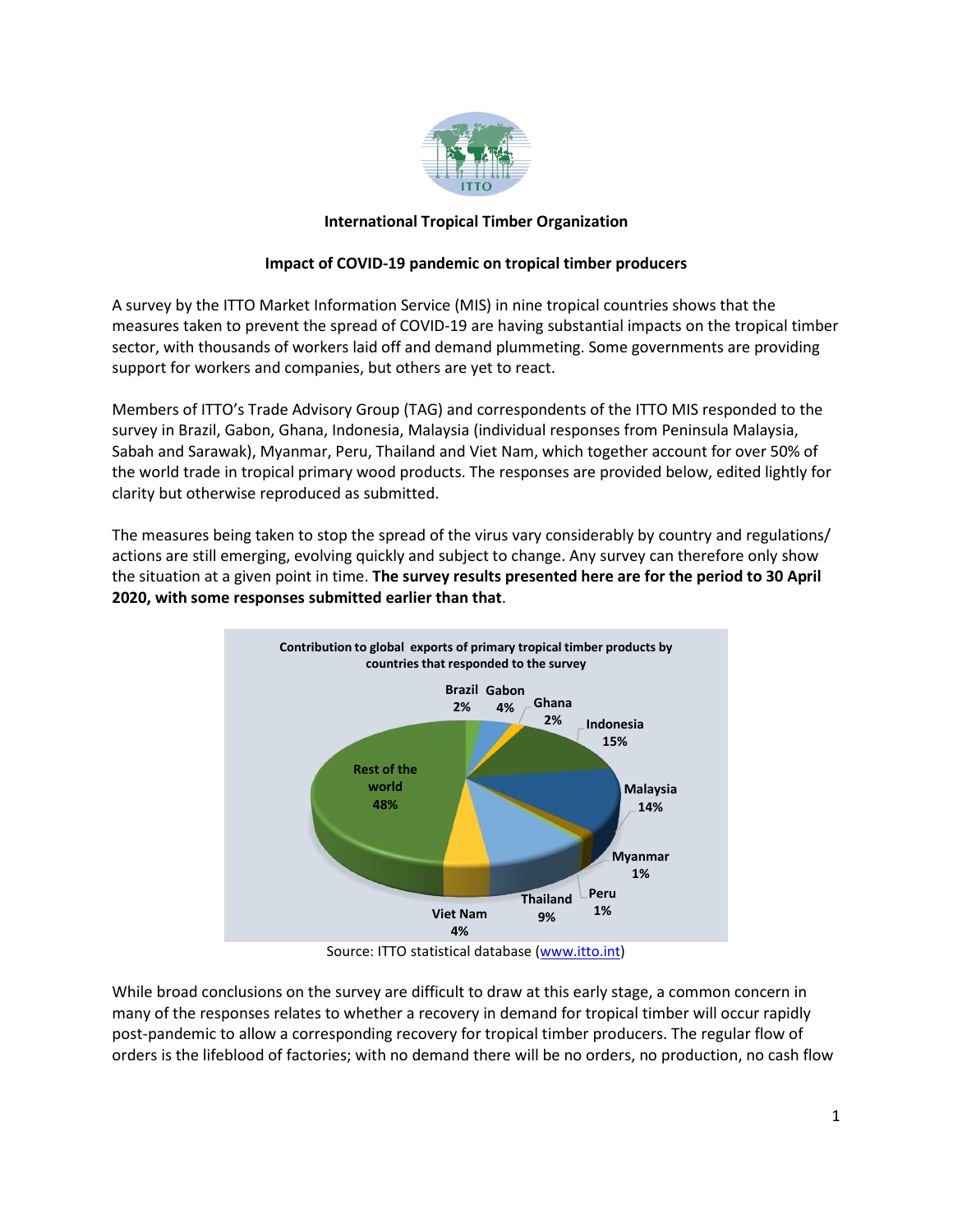**International Tropical Timber Organization**

**Impact of COVID-19 pandemic on tropical timber producers**

A survey by the ITTO Market Information Service (MIS) in nine tropical countries shows that the measures taken to prevent the spread of COVID-19 are having substantial impacts on the tropical timber sector, with thousands of workers laid off and demand plummeting. Some governments are providing support for workers and companies, but others are yet to react.

Members of ITTO's Trade Advisory Group (TAG) and correspondents of the ITTO MIS responded to the survey in Brazil, Gabon, Ghana, Indonesia, Malaysia (individual responses from Peninsula Malaysia, Sabah and Sarawak), Myanmar, Peru, Thailand and Viet Nam, which together account for over 50% of the world trade in tropical primary wood products. The responses are provided below, edited lightly for clarity but otherwise reproduced as submitted.

The measures being taken to stop the spread of the virus vary considerably by country and regulations/ actions are still emerging, evolving quickly and subject to change. Any survey can therefore only show the situation at a given point in time. **The survey results presented here are for the period to 30 April 2020, with some responses submitted earlier than that**.

**Contribution to global exports of primary tropical timber products by countries that responded to the survey**

| Country | Share |
|---|---|
| Brazil | 2% |
| Gabon | 4% |
| Ghana | 2% |
| Indonesia | 15% |
| Malaysia | 14% |
| Myanmar | 1% |
| Peru | 1% |
| Thailand | 9% |
| Viet Nam | 4% |
| Rest of the world | 48% |

Source: ITTO statistical database (www.itto.int)

While broad conclusions on the survey are difficult to draw at this early stage, a common concern in many of the responses relates to whether a recovery in demand for tropical timber will occur rapidly post-pandemic to allow a corresponding recovery for tropical timber producers. The regular flow of orders is the lifeblood of factories; with no demand there will be no orders, no production, no cash flow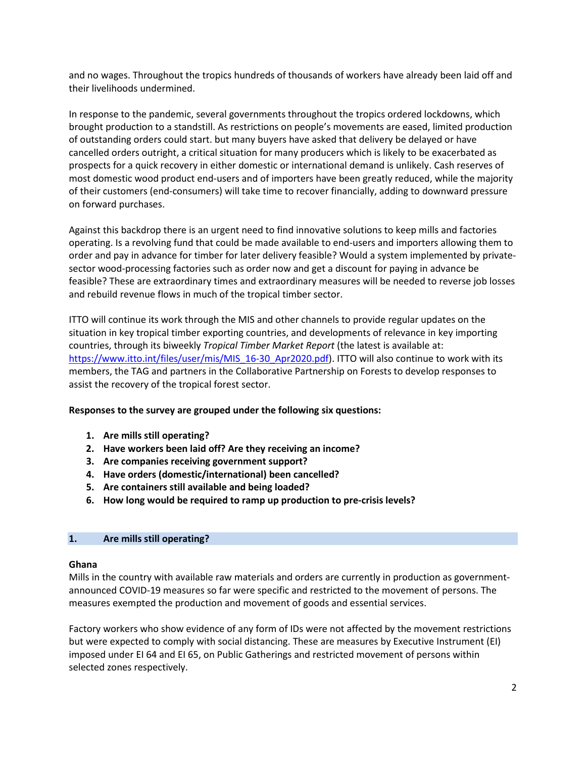and no wages. Throughout the tropics hundreds of thousands of workers have already been laid off and their livelihoods undermined.

In response to the pandemic, several governments throughout the tropics ordered lockdowns, which brought production to a standstill. As restrictions on people's movements are eased, limited production of outstanding orders could start. but many buyers have asked that delivery be delayed or have cancelled orders outright, a critical situation for many producers which is likely to be exacerbated as prospects for a quick recovery in either domestic or international demand is unlikely. Cash reserves of most domestic wood product end-users and of importers have been greatly reduced, while the majority of their customers (end-consumers) will take time to recover financially, adding to downward pressure on forward purchases.

Against this backdrop there is an urgent need to find innovative solutions to keep mills and factories operating. Is a revolving fund that could be made available to end-users and importers allowing them to order and pay in advance for timber for later delivery feasible? Would a system implemented by private-sector wood-processing factories such as order now and get a discount for paying in advance be feasible? These are extraordinary times and extraordinary measures will be needed to reverse job losses and rebuild revenue flows in much of the tropical timber sector.

ITTO will continue its work through the MIS and other channels to provide regular updates on the situation in key tropical timber exporting countries, and developments of relevance in key importing countries, through its biweekly *Tropical Timber Market Report* (the latest is available at: https://www.itto.int/files/user/mis/MIS_16-30_Apr2020.pdf). ITTO will also continue to work with its members, the TAG and partners in the Collaborative Partnership on Forests to develop responses to assist the recovery of the tropical forest sector.

**Responses to the survey are grouped under the following six questions:**

1. **Are mills still operating?**
2. **Have workers been laid off? Are they receiving an income?**
3. **Are companies receiving government support?**
4. **Have orders (domestic/international) been cancelled?**
5. **Are containers still available and being loaded?**
6. **How long would be required to ramp up production to pre-crisis levels?**

## 1. Are mills still operating?

**Ghana**

Mills in the country with available raw materials and orders are currently in production as government-announced COVID-19 measures so far were specific and restricted to the movement of persons. The measures exempted the production and movement of goods and essential services.

Factory workers who show evidence of any form of IDs were not affected by the movement restrictions but were expected to comply with social distancing. These are measures by Executive Instrument (EI) imposed under EI 64 and EI 65, on Public Gatherings and restricted movement of persons within selected zones respectively.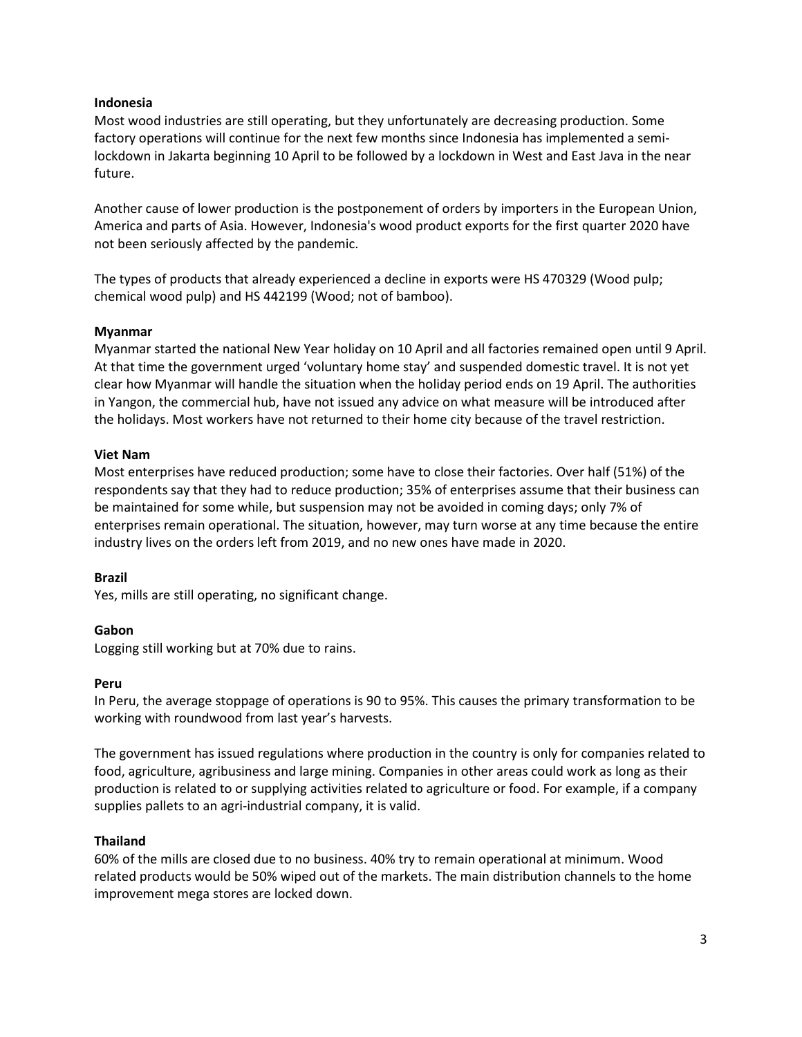**Indonesia**

Most wood industries are still operating, but they unfortunately are decreasing production. Some factory operations will continue for the next few months since Indonesia has implemented a semi-lockdown in Jakarta beginning 10 April to be followed by a lockdown in West and East Java in the near future.

Another cause of lower production is the postponement of orders by importers in the European Union, America and parts of Asia. However, Indonesia's wood product exports for the first quarter 2020 have not been seriously affected by the pandemic.

The types of products that already experienced a decline in exports were HS 470329 (Wood pulp; chemical wood pulp) and HS 442199 (Wood; not of bamboo).

**Myanmar**

Myanmar started the national New Year holiday on 10 April and all factories remained open until 9 April. At that time the government urged 'voluntary home stay' and suspended domestic travel. It is not yet clear how Myanmar will handle the situation when the holiday period ends on 19 April. The authorities in Yangon, the commercial hub, have not issued any advice on what measure will be introduced after the holidays. Most workers have not returned to their home city because of the travel restriction.

**Viet Nam**

Most enterprises have reduced production; some have to close their factories. Over half (51%) of the respondents say that they had to reduce production; 35% of enterprises assume that their business can be maintained for some while, but suspension may not be avoided in coming days; only 7% of enterprises remain operational. The situation, however, may turn worse at any time because the entire industry lives on the orders left from 2019, and no new ones have made in 2020.

**Brazil**

Yes, mills are still operating, no significant change.

**Gabon**

Logging still working but at 70% due to rains.

**Peru**

In Peru, the average stoppage of operations is 90 to 95%. This causes the primary transformation to be working with roundwood from last year's harvests.

The government has issued regulations where production in the country is only for companies related to food, agriculture, agribusiness and large mining. Companies in other areas could work as long as their production is related to or supplying activities related to agriculture or food. For example, if a company supplies pallets to an agri-industrial company, it is valid.

**Thailand**

60% of the mills are closed due to no business. 40% try to remain operational at minimum. Wood related products would be 50% wiped out of the markets. The main distribution channels to the home improvement mega stores are locked down.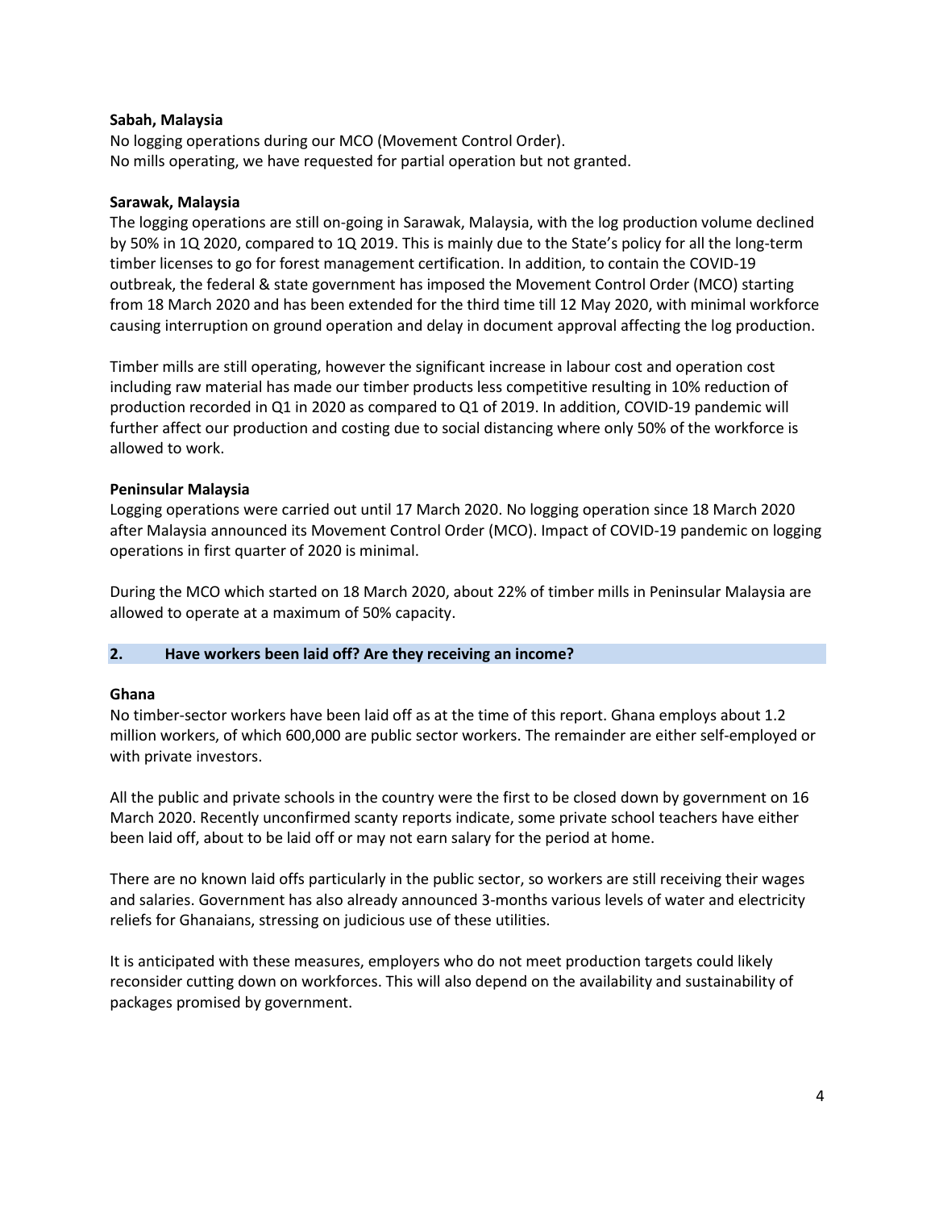**Sabah, Malaysia**

No logging operations during our MCO (Movement Control Order).
No mills operating, we have requested for partial operation but not granted.

**Sarawak, Malaysia**

The logging operations are still on-going in Sarawak, Malaysia, with the log production volume declined by 50% in 1Q 2020, compared to 1Q 2019. This is mainly due to the State's policy for all the long-term timber licenses to go for forest management certification. In addition, to contain the COVID-19 outbreak, the federal & state government has imposed the Movement Control Order (MCO) starting from 18 March 2020 and has been extended for the third time till 12 May 2020, with minimal workforce causing interruption on ground operation and delay in document approval affecting the log production.

Timber mills are still operating, however the significant increase in labour cost and operation cost including raw material has made our timber products less competitive resulting in 10% reduction of production recorded in Q1 in 2020 as compared to Q1 of 2019. In addition, COVID-19 pandemic will further affect our production and costing due to social distancing where only 50% of the workforce is allowed to work.

**Peninsular Malaysia**

Logging operations were carried out until 17 March 2020. No logging operation since 18 March 2020 after Malaysia announced its Movement Control Order (MCO). Impact of COVID-19 pandemic on logging operations in first quarter of 2020 is minimal.

During the MCO which started on 18 March 2020, about 22% of timber mills in Peninsular Malaysia are allowed to operate at a maximum of 50% capacity.

## 2. Have workers been laid off? Are they receiving an income?

**Ghana**

No timber-sector workers have been laid off as at the time of this report. Ghana employs about 1.2 million workers, of which 600,000 are public sector workers. The remainder are either self-employed or with private investors.

All the public and private schools in the country were the first to be closed down by government on 16 March 2020. Recently unconfirmed scanty reports indicate, some private school teachers have either been laid off, about to be laid off or may not earn salary for the period at home.

There are no known laid offs particularly in the public sector, so workers are still receiving their wages and salaries. Government has also already announced 3-months various levels of water and electricity reliefs for Ghanaians, stressing on judicious use of these utilities.

It is anticipated with these measures, employers who do not meet production targets could likely reconsider cutting down on workforces. This will also depend on the availability and sustainability of packages promised by government.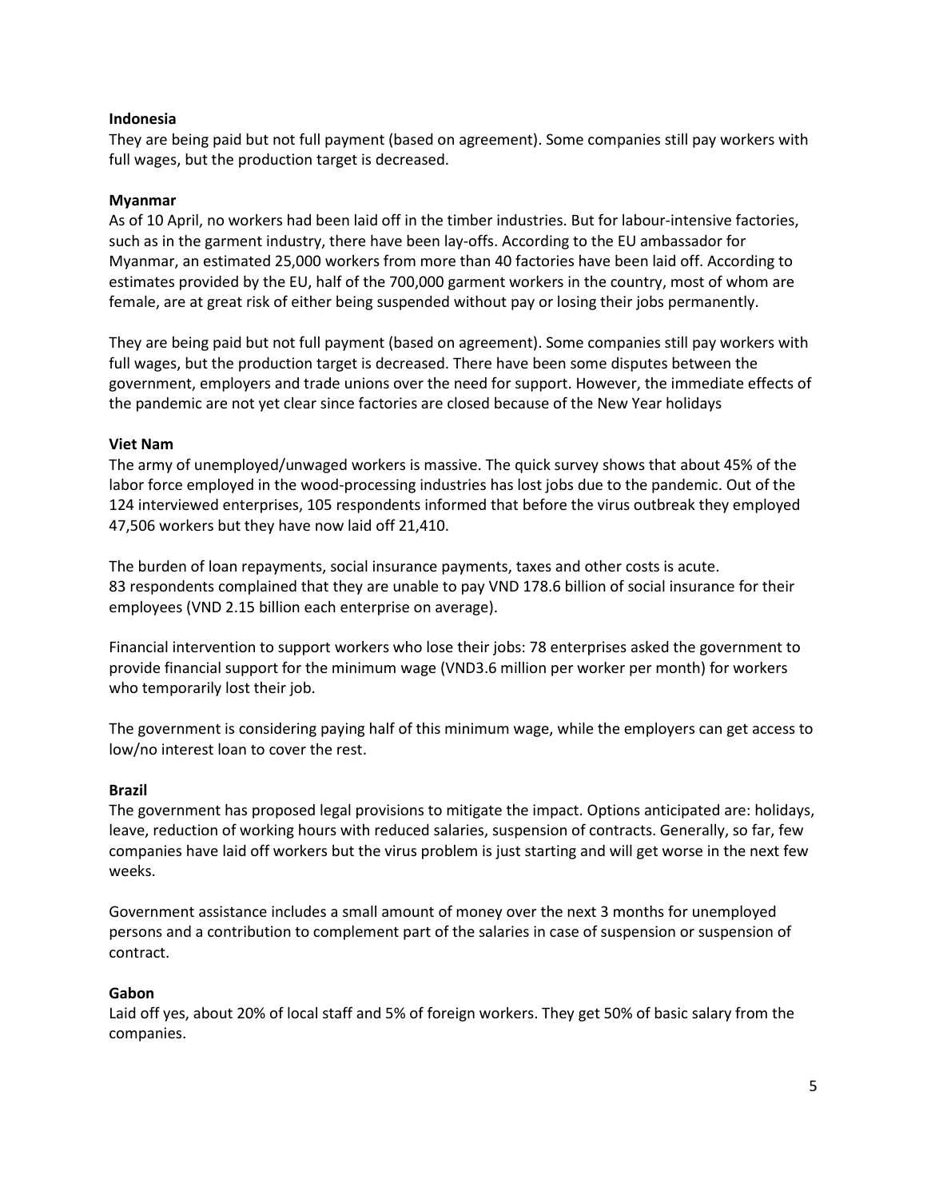**Indonesia**

They are being paid but not full payment (based on agreement). Some companies still pay workers with full wages, but the production target is decreased.

**Myanmar**

As of 10 April, no workers had been laid off in the timber industries. But for labour-intensive factories, such as in the garment industry, there have been lay-offs. According to the EU ambassador for Myanmar, an estimated 25,000 workers from more than 40 factories have been laid off. According to estimates provided by the EU, half of the 700,000 garment workers in the country, most of whom are female, are at great risk of either being suspended without pay or losing their jobs permanently.

They are being paid but not full payment (based on agreement). Some companies still pay workers with full wages, but the production target is decreased. There have been some disputes between the government, employers and trade unions over the need for support. However, the immediate effects of the pandemic are not yet clear since factories are closed because of the New Year holidays

**Viet Nam**

The army of unemployed/unwaged workers is massive. The quick survey shows that about 45% of the labor force employed in the wood-processing industries has lost jobs due to the pandemic. Out of the 124 interviewed enterprises, 105 respondents informed that before the virus outbreak they employed 47,506 workers but they have now laid off 21,410.

The burden of loan repayments, social insurance payments, taxes and other costs is acute. 83 respondents complained that they are unable to pay VND 178.6 billion of social insurance for their employees (VND 2.15 billion each enterprise on average).

Financial intervention to support workers who lose their jobs: 78 enterprises asked the government to provide financial support for the minimum wage (VND3.6 million per worker per month) for workers who temporarily lost their job.

The government is considering paying half of this minimum wage, while the employers can get access to low/no interest loan to cover the rest.

**Brazil**

The government has proposed legal provisions to mitigate the impact. Options anticipated are: holidays, leave, reduction of working hours with reduced salaries, suspension of contracts. Generally, so far, few companies have laid off workers but the virus problem is just starting and will get worse in the next few weeks.

Government assistance includes a small amount of money over the next 3 months for unemployed persons and a contribution to complement part of the salaries in case of suspension or suspension of contract.

**Gabon**

Laid off yes, about 20% of local staff and 5% of foreign workers. They get 50% of basic salary from the companies.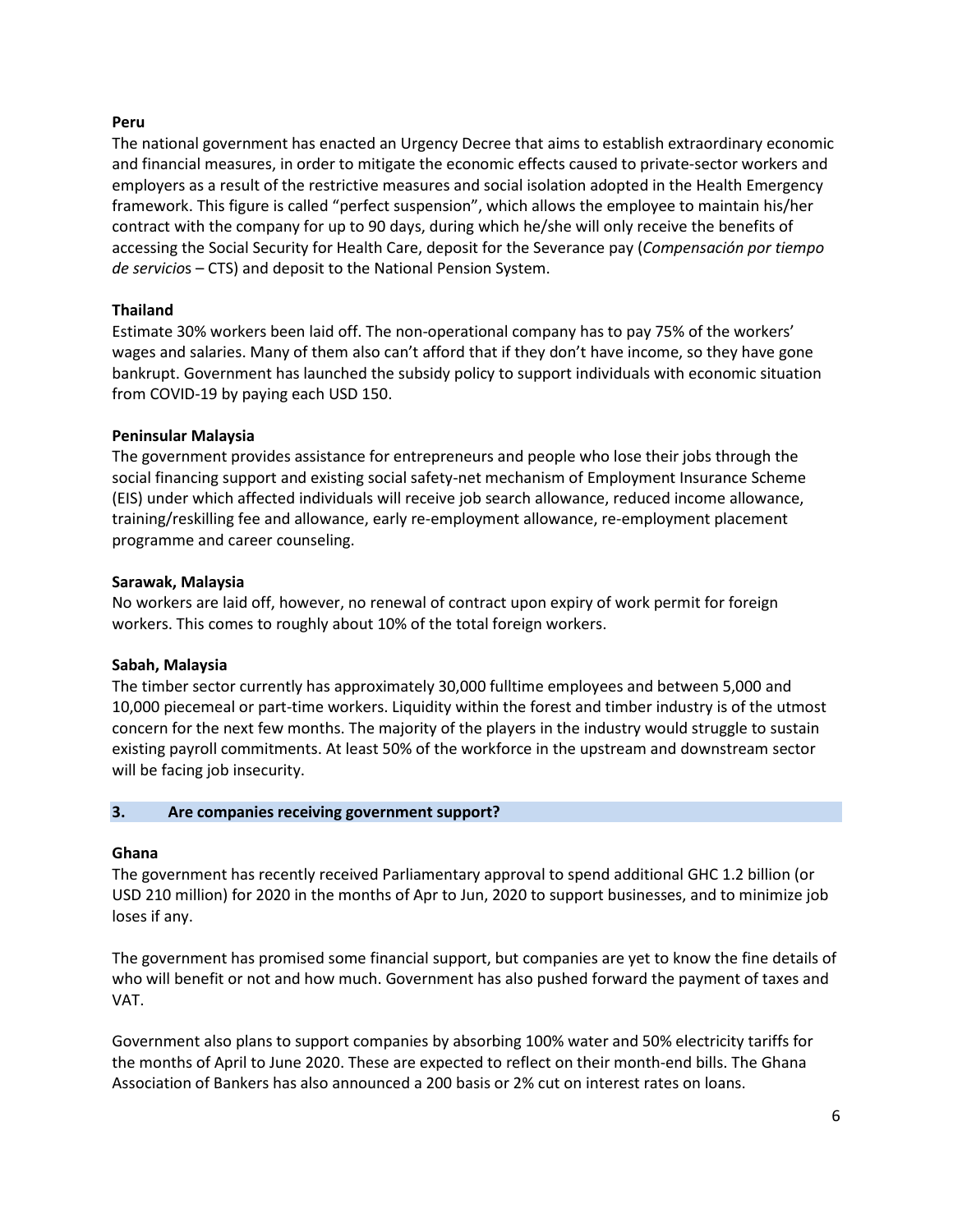**Peru**

The national government has enacted an Urgency Decree that aims to establish extraordinary economic and financial measures, in order to mitigate the economic effects caused to private-sector workers and employers as a result of the restrictive measures and social isolation adopted in the Health Emergency framework. This figure is called "perfect suspension", which allows the employee to maintain his/her contract with the company for up to 90 days, during which he/she will only receive the benefits of accessing the Social Security for Health Care, deposit for the Severance pay (*Compensación por tiempo de servicios* – CTS) and deposit to the National Pension System.

**Thailand**

Estimate 30% workers been laid off. The non-operational company has to pay 75% of the workers' wages and salaries. Many of them also can't afford that if they don't have income, so they have gone bankrupt. Government has launched the subsidy policy to support individuals with economic situation from COVID-19 by paying each USD 150.

**Peninsular Malaysia**

The government provides assistance for entrepreneurs and people who lose their jobs through the social financing support and existing social safety-net mechanism of Employment Insurance Scheme (EIS) under which affected individuals will receive job search allowance, reduced income allowance, training/reskilling fee and allowance, early re-employment allowance, re-employment placement programme and career counseling.

**Sarawak, Malaysia**

No workers are laid off, however, no renewal of contract upon expiry of work permit for foreign workers. This comes to roughly about 10% of the total foreign workers.

**Sabah, Malaysia**

The timber sector currently has approximately 30,000 fulltime employees and between 5,000 and 10,000 piecemeal or part-time workers. Liquidity within the forest and timber industry is of the utmost concern for the next few months. The majority of the players in the industry would struggle to sustain existing payroll commitments. At least 50% of the workforce in the upstream and downstream sector will be facing job insecurity.

## 3. Are companies receiving government support?

**Ghana**

The government has recently received Parliamentary approval to spend additional GHC 1.2 billion (or USD 210 million) for 2020 in the months of Apr to Jun, 2020 to support businesses, and to minimize job loses if any.

The government has promised some financial support, but companies are yet to know the fine details of who will benefit or not and how much. Government has also pushed forward the payment of taxes and VAT.

Government also plans to support companies by absorbing 100% water and 50% electricity tariffs for the months of April to June 2020. These are expected to reflect on their month-end bills. The Ghana Association of Bankers has also announced a 200 basis or 2% cut on interest rates on loans.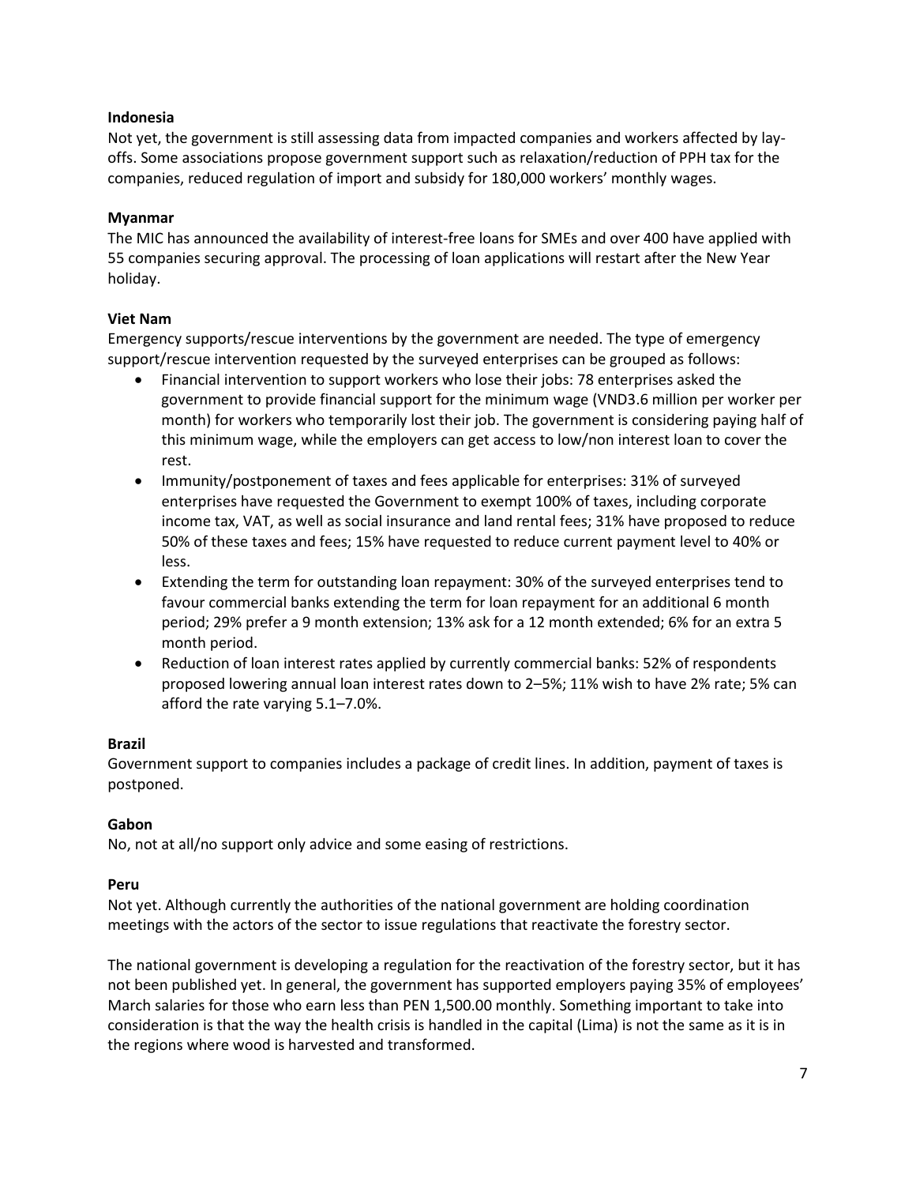**Indonesia**

Not yet, the government is still assessing data from impacted companies and workers affected by lay-offs. Some associations propose government support such as relaxation/reduction of PPH tax for the companies, reduced regulation of import and subsidy for 180,000 workers' monthly wages.

**Myanmar**

The MIC has announced the availability of interest-free loans for SMEs and over 400 have applied with 55 companies securing approval. The processing of loan applications will restart after the New Year holiday.

**Viet Nam**

Emergency supports/rescue interventions by the government are needed. The type of emergency support/rescue intervention requested by the surveyed enterprises can be grouped as follows:

- Financial intervention to support workers who lose their jobs: 78 enterprises asked the government to provide financial support for the minimum wage (VND3.6 million per worker per month) for workers who temporarily lost their job. The government is considering paying half of this minimum wage, while the employers can get access to low/non interest loan to cover the rest.
- Immunity/postponement of taxes and fees applicable for enterprises: 31% of surveyed enterprises have requested the Government to exempt 100% of taxes, including corporate income tax, VAT, as well as social insurance and land rental fees; 31% have proposed to reduce 50% of these taxes and fees; 15% have requested to reduce current payment level to 40% or less.
- Extending the term for outstanding loan repayment: 30% of the surveyed enterprises tend to favour commercial banks extending the term for loan repayment for an additional 6 month period; 29% prefer a 9 month extension; 13% ask for a 12 month extended; 6% for an extra 5 month period.
- Reduction of loan interest rates applied by currently commercial banks: 52% of respondents proposed lowering annual loan interest rates down to 2–5%; 11% wish to have 2% rate; 5% can afford the rate varying 5.1–7.0%.

**Brazil**

Government support to companies includes a package of credit lines. In addition, payment of taxes is postponed.

**Gabon**

No, not at all/no support only advice and some easing of restrictions.

**Peru**

Not yet. Although currently the authorities of the national government are holding coordination meetings with the actors of the sector to issue regulations that reactivate the forestry sector.

The national government is developing a regulation for the reactivation of the forestry sector, but it has not been published yet. In general, the government has supported employers paying 35% of employees' March salaries for those who earn less than PEN 1,500.00 monthly. Something important to take into consideration is that the way the health crisis is handled in the capital (Lima) is not the same as it is in the regions where wood is harvested and transformed.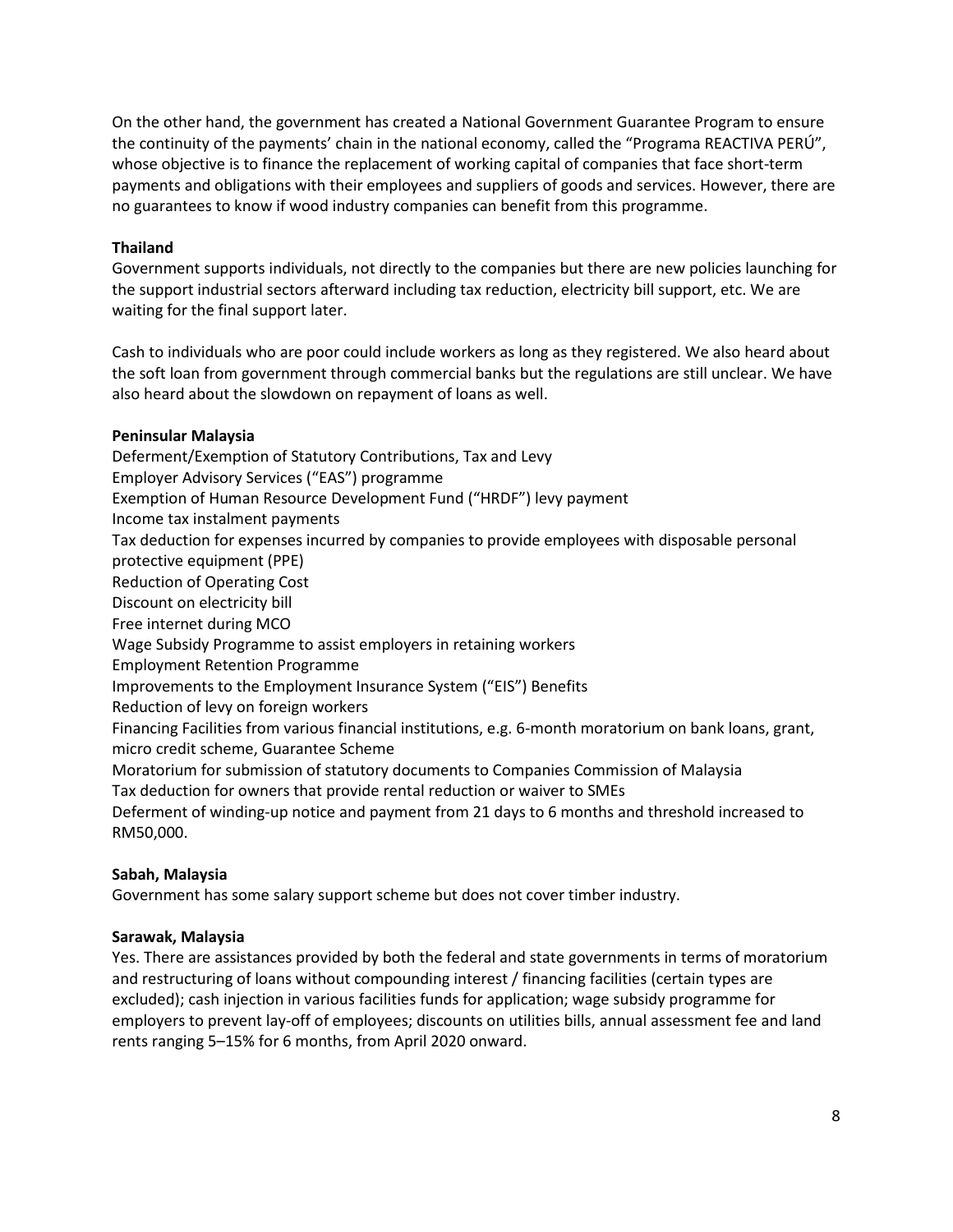On the other hand, the government has created a National Government Guarantee Program to ensure the continuity of the payments' chain in the national economy, called the "Programa REACTIVA PERÚ", whose objective is to finance the replacement of working capital of companies that face short-term payments and obligations with their employees and suppliers of goods and services. However, there are no guarantees to know if wood industry companies can benefit from this programme.

**Thailand**
Government supports individuals, not directly to the companies but there are new policies launching for the support industrial sectors afterward including tax reduction, electricity bill support, etc. We are waiting for the final support later.

Cash to individuals who are poor could include workers as long as they registered. We also heard about the soft loan from government through commercial banks but the regulations are still unclear. We have also heard about the slowdown on repayment of loans as well.

**Peninsular Malaysia**
Deferment/Exemption of Statutory Contributions, Tax and Levy
Employer Advisory Services ("EAS") programme
Exemption of Human Resource Development Fund ("HRDF") levy payment
Income tax instalment payments
Tax deduction for expenses incurred by companies to provide employees with disposable personal protective equipment (PPE)
Reduction of Operating Cost
Discount on electricity bill
Free internet during MCO
Wage Subsidy Programme to assist employers in retaining workers
Employment Retention Programme
Improvements to the Employment Insurance System ("EIS") Benefits
Reduction of levy on foreign workers
Financing Facilities from various financial institutions, e.g. 6-month moratorium on bank loans, grant, micro credit scheme, Guarantee Scheme
Moratorium for submission of statutory documents to Companies Commission of Malaysia
Tax deduction for owners that provide rental reduction or waiver to SMEs
Deferment of winding-up notice and payment from 21 days to 6 months and threshold increased to RM50,000.

**Sabah, Malaysia**
Government has some salary support scheme but does not cover timber industry.

**Sarawak, Malaysia**
Yes. There are assistances provided by both the federal and state governments in terms of moratorium and restructuring of loans without compounding interest / financing facilities (certain types are excluded); cash injection in various facilities funds for application; wage subsidy programme for employers to prevent lay-off of employees; discounts on utilities bills, annual assessment fee and land rents ranging 5–15% for 6 months, from April 2020 onward.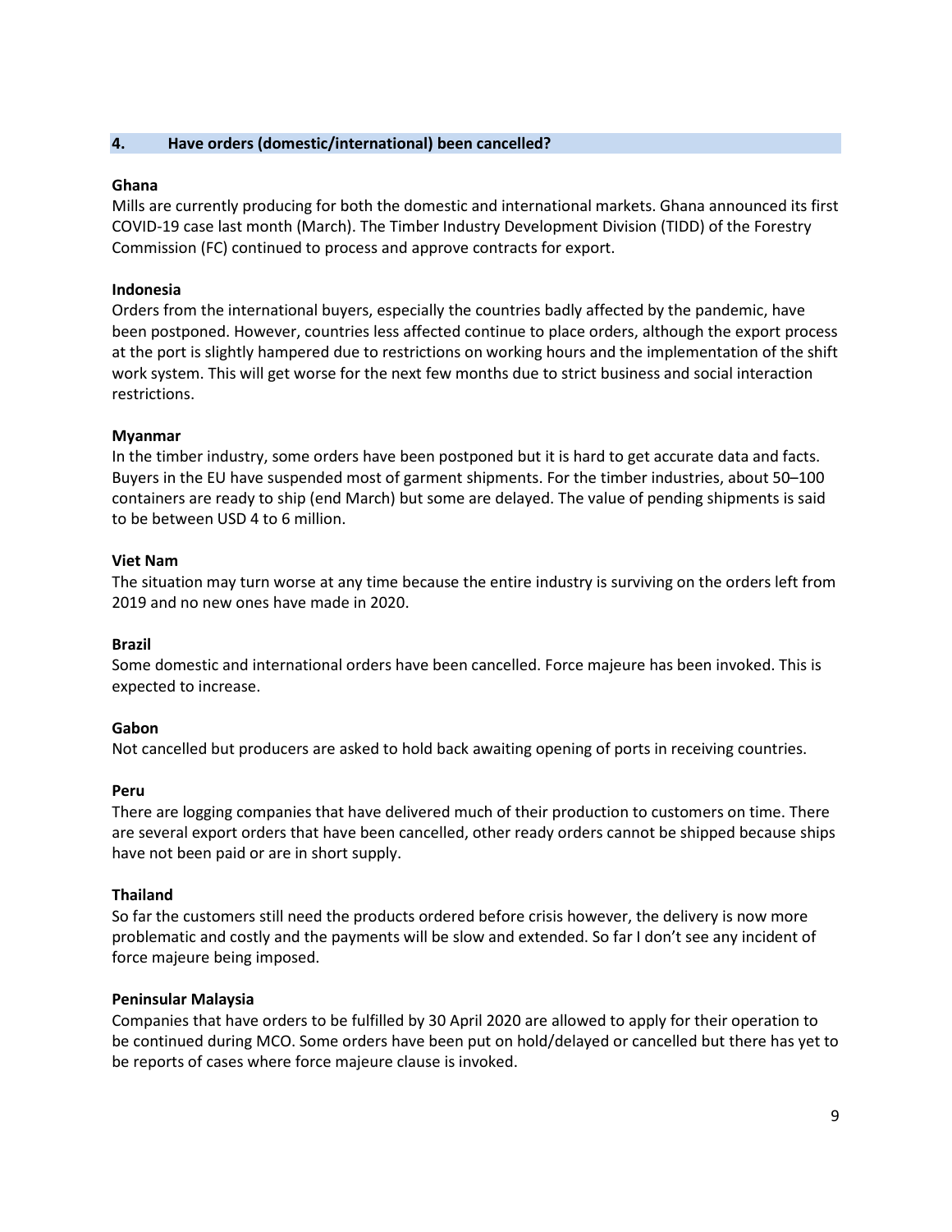## 4. Have orders (domestic/international) been cancelled?

**Ghana**

Mills are currently producing for both the domestic and international markets. Ghana announced its first COVID-19 case last month (March). The Timber Industry Development Division (TIDD) of the Forestry Commission (FC) continued to process and approve contracts for export.

**Indonesia**

Orders from the international buyers, especially the countries badly affected by the pandemic, have been postponed. However, countries less affected continue to place orders, although the export process at the port is slightly hampered due to restrictions on working hours and the implementation of the shift work system. This will get worse for the next few months due to strict business and social interaction restrictions.

**Myanmar**

In the timber industry, some orders have been postponed but it is hard to get accurate data and facts. Buyers in the EU have suspended most of garment shipments. For the timber industries, about 50–100 containers are ready to ship (end March) but some are delayed. The value of pending shipments is said to be between USD 4 to 6 million.

**Viet Nam**

The situation may turn worse at any time because the entire industry is surviving on the orders left from 2019 and no new ones have made in 2020.

**Brazil**

Some domestic and international orders have been cancelled. Force majeure has been invoked. This is expected to increase.

**Gabon**

Not cancelled but producers are asked to hold back awaiting opening of ports in receiving countries.

**Peru**

There are logging companies that have delivered much of their production to customers on time. There are several export orders that have been cancelled, other ready orders cannot be shipped because ships have not been paid or are in short supply.

**Thailand**

So far the customers still need the products ordered before crisis however, the delivery is now more problematic and costly and the payments will be slow and extended. So far I don't see any incident of force majeure being imposed.

**Peninsular Malaysia**

Companies that have orders to be fulfilled by 30 April 2020 are allowed to apply for their operation to be continued during MCO. Some orders have been put on hold/delayed or cancelled but there has yet to be reports of cases where force majeure clause is invoked.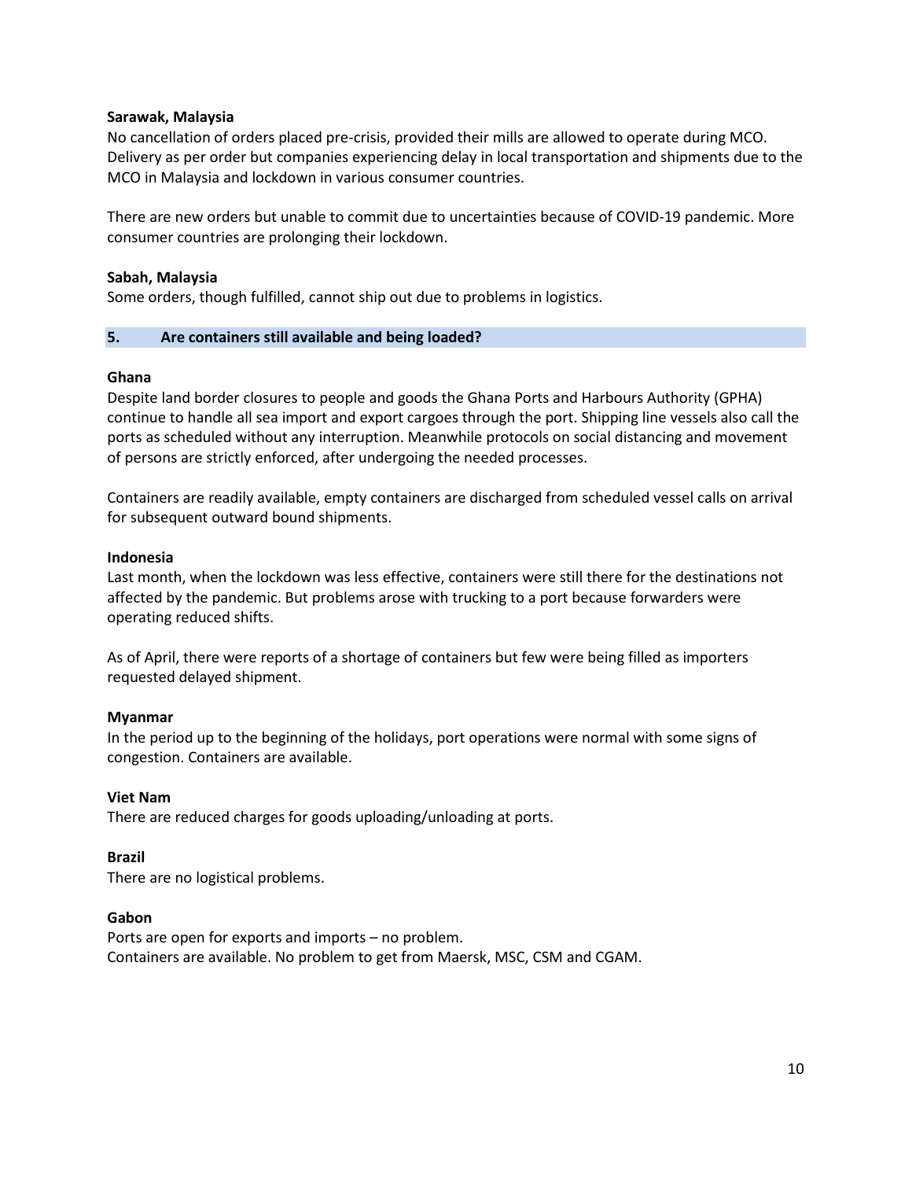**Sarawak, Malaysia**

No cancellation of orders placed pre-crisis, provided their mills are allowed to operate during MCO. Delivery as per order but companies experiencing delay in local transportation and shipments due to the MCO in Malaysia and lockdown in various consumer countries.

There are new orders but unable to commit due to uncertainties because of COVID-19 pandemic. More consumer countries are prolonging their lockdown.

**Sabah, Malaysia**

Some orders, though fulfilled, cannot ship out due to problems in logistics.

## 5. Are containers still available and being loaded?

**Ghana**

Despite land border closures to people and goods the Ghana Ports and Harbours Authority (GPHA) continue to handle all sea import and export cargoes through the port. Shipping line vessels also call the ports as scheduled without any interruption. Meanwhile protocols on social distancing and movement of persons are strictly enforced, after undergoing the needed processes.

Containers are readily available, empty containers are discharged from scheduled vessel calls on arrival for subsequent outward bound shipments.

**Indonesia**

Last month, when the lockdown was less effective, containers were still there for the destinations not affected by the pandemic. But problems arose with trucking to a port because forwarders were operating reduced shifts.

As of April, there were reports of a shortage of containers but few were being filled as importers requested delayed shipment.

**Myanmar**

In the period up to the beginning of the holidays, port operations were normal with some signs of congestion. Containers are available.

**Viet Nam**

There are reduced charges for goods uploading/unloading at ports.

**Brazil**

There are no logistical problems.

**Gabon**

Ports are open for exports and imports – no problem.
Containers are available. No problem to get from Maersk, MSC, CSM and CGAM.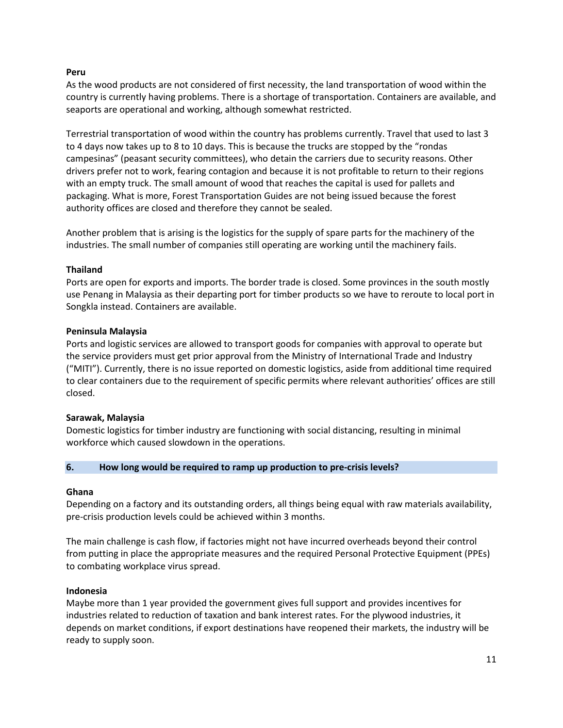**Peru**

As the wood products are not considered of first necessity, the land transportation of wood within the country is currently having problems. There is a shortage of transportation. Containers are available, and seaports are operational and working, although somewhat restricted.

Terrestrial transportation of wood within the country has problems currently. Travel that used to last 3 to 4 days now takes up to 8 to 10 days. This is because the trucks are stopped by the "rondas campesinas" (peasant security committees), who detain the carriers due to security reasons. Other drivers prefer not to work, fearing contagion and because it is not profitable to return to their regions with an empty truck. The small amount of wood that reaches the capital is used for pallets and packaging. What is more, Forest Transportation Guides are not being issued because the forest authority offices are closed and therefore they cannot be sealed.

Another problem that is arising is the logistics for the supply of spare parts for the machinery of the industries. The small number of companies still operating are working until the machinery fails.

**Thailand**

Ports are open for exports and imports. The border trade is closed. Some provinces in the south mostly use Penang in Malaysia as their departing port for timber products so we have to reroute to local port in Songkla instead. Containers are available.

**Peninsula Malaysia**

Ports and logistic services are allowed to transport goods for companies with approval to operate but the service providers must get prior approval from the Ministry of International Trade and Industry ("MITI"). Currently, there is no issue reported on domestic logistics, aside from additional time required to clear containers due to the requirement of specific permits where relevant authorities' offices are still closed.

**Sarawak, Malaysia**

Domestic logistics for timber industry are functioning with social distancing, resulting in minimal workforce which caused slowdown in the operations.

## 6. How long would be required to ramp up production to pre-crisis levels?

**Ghana**

Depending on a factory and its outstanding orders, all things being equal with raw materials availability, pre-crisis production levels could be achieved within 3 months.

The main challenge is cash flow, if factories might not have incurred overheads beyond their control from putting in place the appropriate measures and the required Personal Protective Equipment (PPEs) to combating workplace virus spread.

**Indonesia**

Maybe more than 1 year provided the government gives full support and provides incentives for industries related to reduction of taxation and bank interest rates. For the plywood industries, it depends on market conditions, if export destinations have reopened their markets, the industry will be ready to supply soon.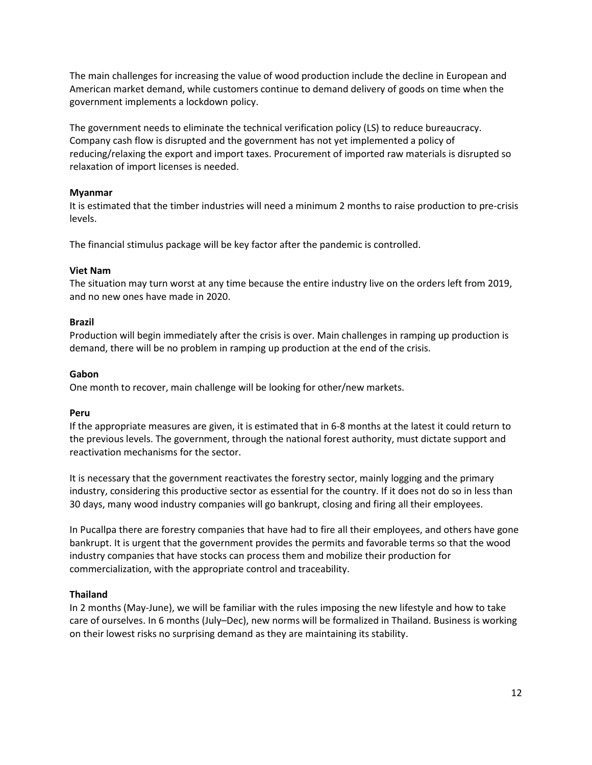The main challenges for increasing the value of wood production include the decline in European and American market demand, while customers continue to demand delivery of goods on time when the government implements a lockdown policy.

The government needs to eliminate the technical verification policy (LS) to reduce bureaucracy. Company cash flow is disrupted and the government has not yet implemented a policy of reducing/relaxing the export and import taxes. Procurement of imported raw materials is disrupted so relaxation of import licenses is needed.

**Myanmar**

It is estimated that the timber industries will need a minimum 2 months to raise production to pre-crisis levels.

The financial stimulus package will be key factor after the pandemic is controlled.

**Viet Nam**

The situation may turn worst at any time because the entire industry live on the orders left from 2019, and no new ones have made in 2020.

**Brazil**

Production will begin immediately after the crisis is over. Main challenges in ramping up production is demand, there will be no problem in ramping up production at the end of the crisis.

**Gabon**

One month to recover, main challenge will be looking for other/new markets.

**Peru**

If the appropriate measures are given, it is estimated that in 6-8 months at the latest it could return to the previous levels. The government, through the national forest authority, must dictate support and reactivation mechanisms for the sector.

It is necessary that the government reactivates the forestry sector, mainly logging and the primary industry, considering this productive sector as essential for the country. If it does not do so in less than 30 days, many wood industry companies will go bankrupt, closing and firing all their employees.

In Pucallpa there are forestry companies that have had to fire all their employees, and others have gone bankrupt. It is urgent that the government provides the permits and favorable terms so that the wood industry companies that have stocks can process them and mobilize their production for commercialization, with the appropriate control and traceability.

**Thailand**

In 2 months (May-June), we will be familiar with the rules imposing the new lifestyle and how to take care of ourselves. In 6 months (July–Dec), new norms will be formalized in Thailand. Business is working on their lowest risks no surprising demand as they are maintaining its stability.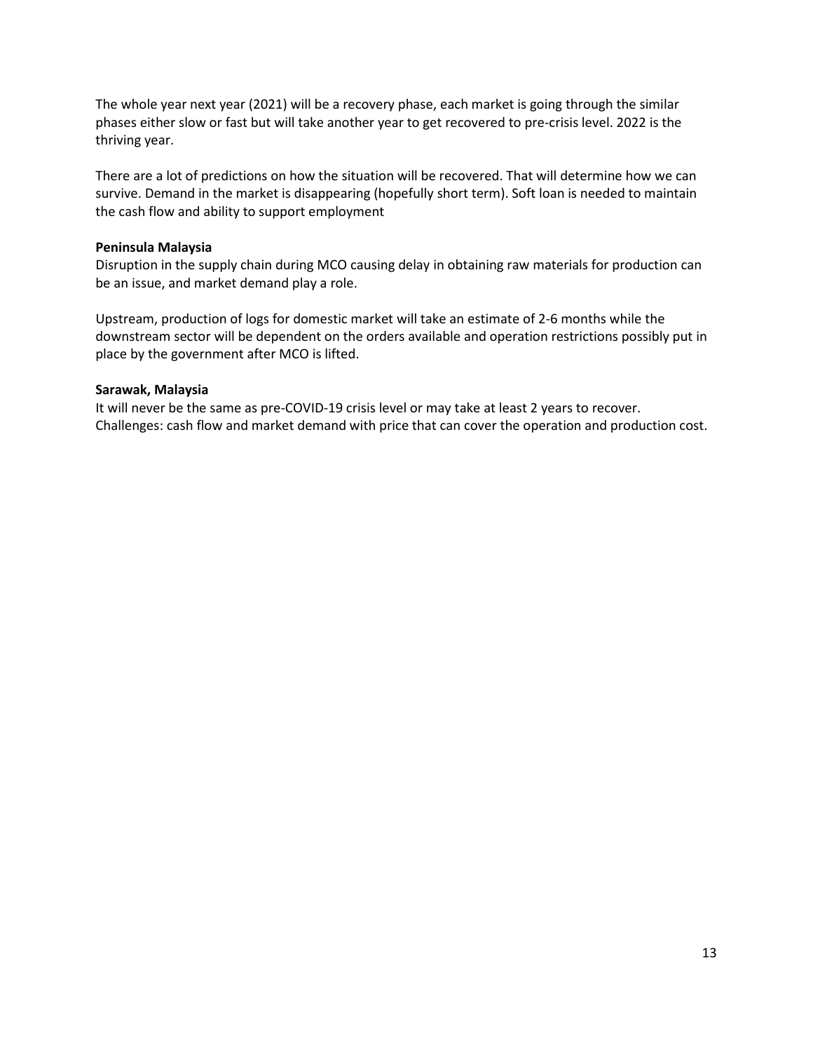The whole year next year (2021) will be a recovery phase, each market is going through the similar phases either slow or fast but will take another year to get recovered to pre-crisis level. 2022 is the thriving year.

There are a lot of predictions on how the situation will be recovered. That will determine how we can survive. Demand in the market is disappearing (hopefully short term). Soft loan is needed to maintain the cash flow and ability to support employment

**Peninsula Malaysia**

Disruption in the supply chain during MCO causing delay in obtaining raw materials for production can be an issue, and market demand play a role.

Upstream, production of logs for domestic market will take an estimate of 2-6 months while the downstream sector will be dependent on the orders available and operation restrictions possibly put in place by the government after MCO is lifted.

**Sarawak, Malaysia**

It will never be the same as pre-COVID-19 crisis level or may take at least 2 years to recover. Challenges: cash flow and market demand with price that can cover the operation and production cost.